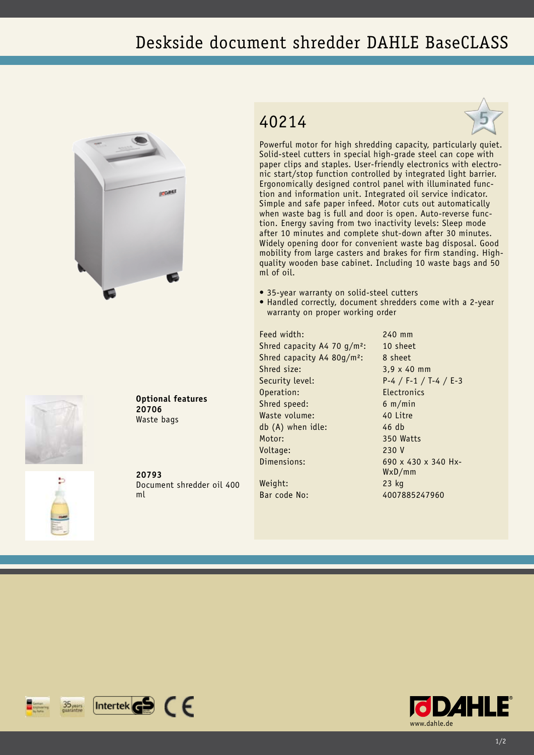# Deskside document shredder DAHLE BaseCLASS

## 40214

Powerful motor for high shredding capacity, particularly quiet. Solid-steel cutters in special high-grade steel can cope with paper clips and staples. User-friendly electronics with electronic start/stop function controlled by integrated light barrier. Ergonomically designed control panel with illuminated function and information unit. Integrated oil service indicator. Simple and safe paper infeed. Motor cuts out automatically when waste bag is full and door is open. Auto-reverse function. Energy saving from two inactivity levels: Sleep mode after 10 minutes and complete shut-down after 30 minutes. Widely opening door for convenient waste bag disposal. Good mobility from large casters and brakes for firm standing. High-quality wooden base cabinet. Including 10 waste bags and 50 ml of oil.

- 35-year warranty on solid-steel cutters
- Handled correctly, document shredders come with a 2-year warranty on proper working order

| | |
|---|---|
| Feed width: | 240 mm |
| Shred capacity A4 70 g/m²: | 10 sheet |
| Shred capacity A4 80g/m²: | 8 sheet |
| Shred size: | 3,9 x 40 mm |
| Security level: | P-4 / F-1 / T-4 / E-3 |
| Operation: | Electronics |
| Shred speed: | 6 m/min |
| Waste volume: | 40 Litre |
| db (A) when idle: | 46 db |
| Motor: | 350 Watts |
| Voltage: | 230 V |
| Dimensions: | 690 x 430 x 340 HxWxD/mm |
| Weight: | 23 kg |
| Bar code No: | 4007885247960 |

**Optional features**

**20706**
Waste bags

**20793**
Document shredder oil 400 ml

www.dahle.de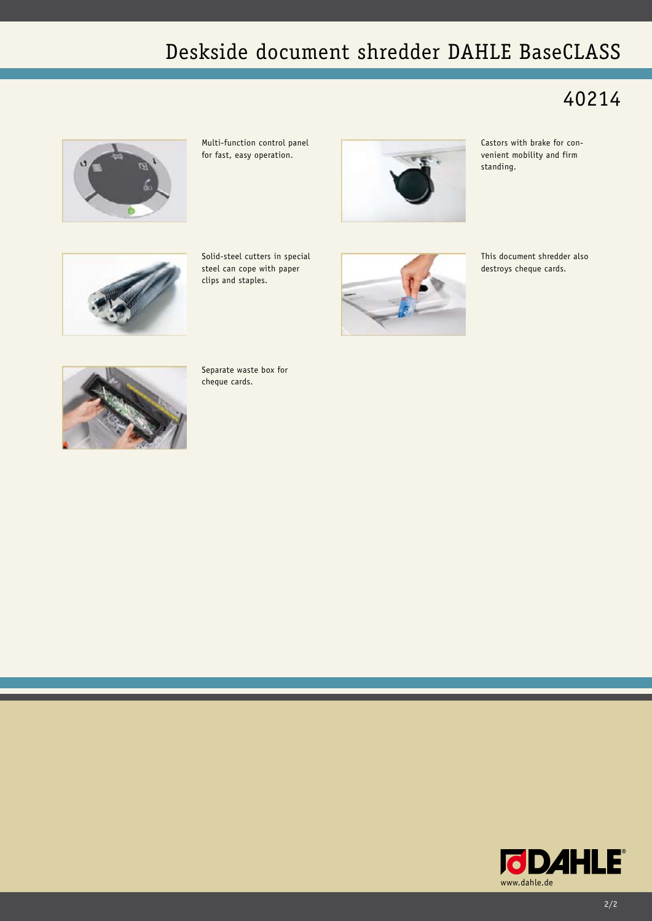# Deskside document shredder DAHLE BaseCLASS

## 40214

Multi-function control panel for fast, easy operation.

Castors with brake for convenient mobility and firm standing.

Solid-steel cutters in special steel can cope with paper clips and staples.

This document shredder also destroys cheque cards.

Separate waste box for cheque cards.

DAHLE®
www.dahle.de